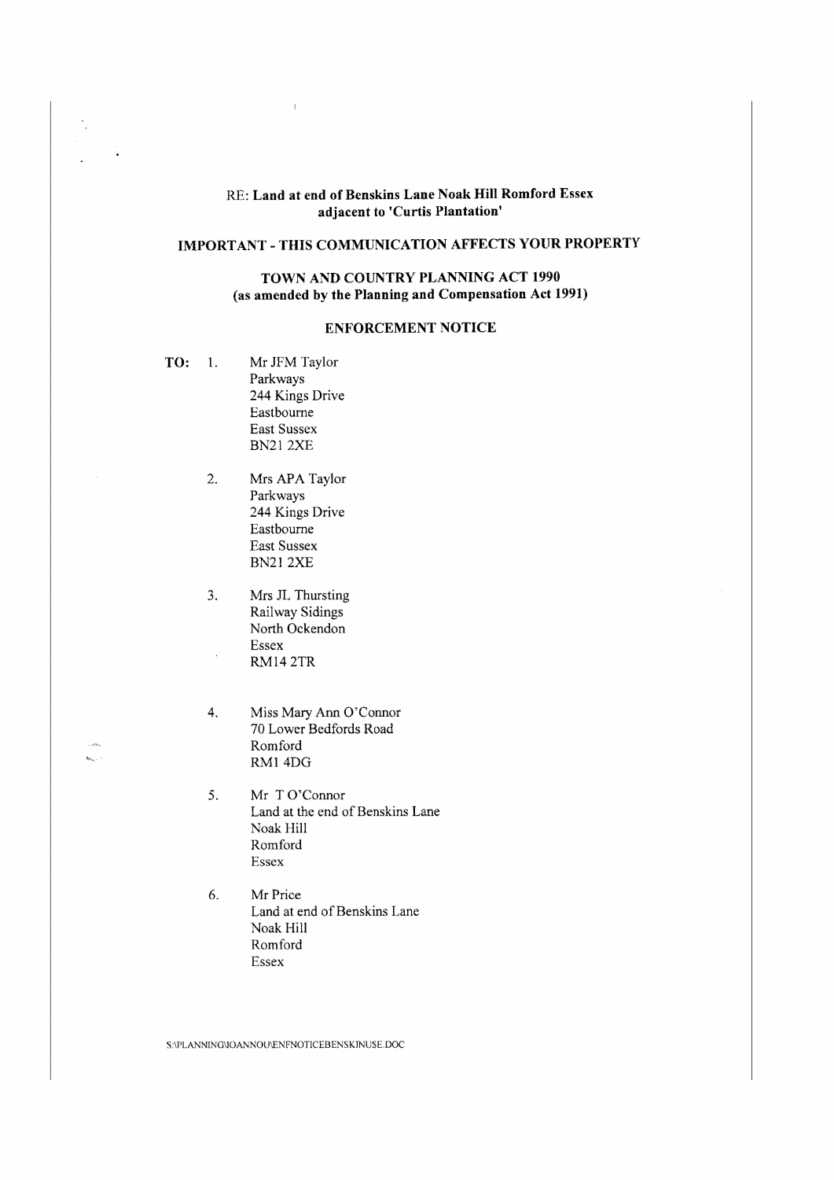RE: **Land at end of Benskins Lane Noak Hill Romford Essex adjacent to 'Curtis Plantation'**

**IMPORTANT - THIS COMMUNICATION AFFECTS YOUR PROPERTY**

**TOWN AND COUNTRY PLANNING ACT 1990**
**(as amended by the Planning and Compensation Act 1991)**

**ENFORCEMENT NOTICE**

**TO:**

1. Mr JFM Taylor
   Parkways
   244 Kings Drive
   Eastbourne
   East Sussex
   BN21 2XE

2. Mrs APA Taylor
   Parkways
   244 Kings Drive
   Eastbourne
   East Sussex
   BN21 2XE

3. Mrs JL Thursting
   Railway Sidings
   North Ockendon
   Essex
   RM14 2TR

4. Miss Mary Ann O'Connor
   70 Lower Bedfords Road
   Romford
   RM1 4DG

5. Mr T O'Connor
   Land at the end of Benskins Lane
   Noak Hill
   Romford
   Essex

6. Mr Price
   Land at end of Benskins Lane
   Noak Hill
   Romford
   Essex

S:\PLANNING\IOANNOU\ENFNOTICEBENSKINUSE.DOC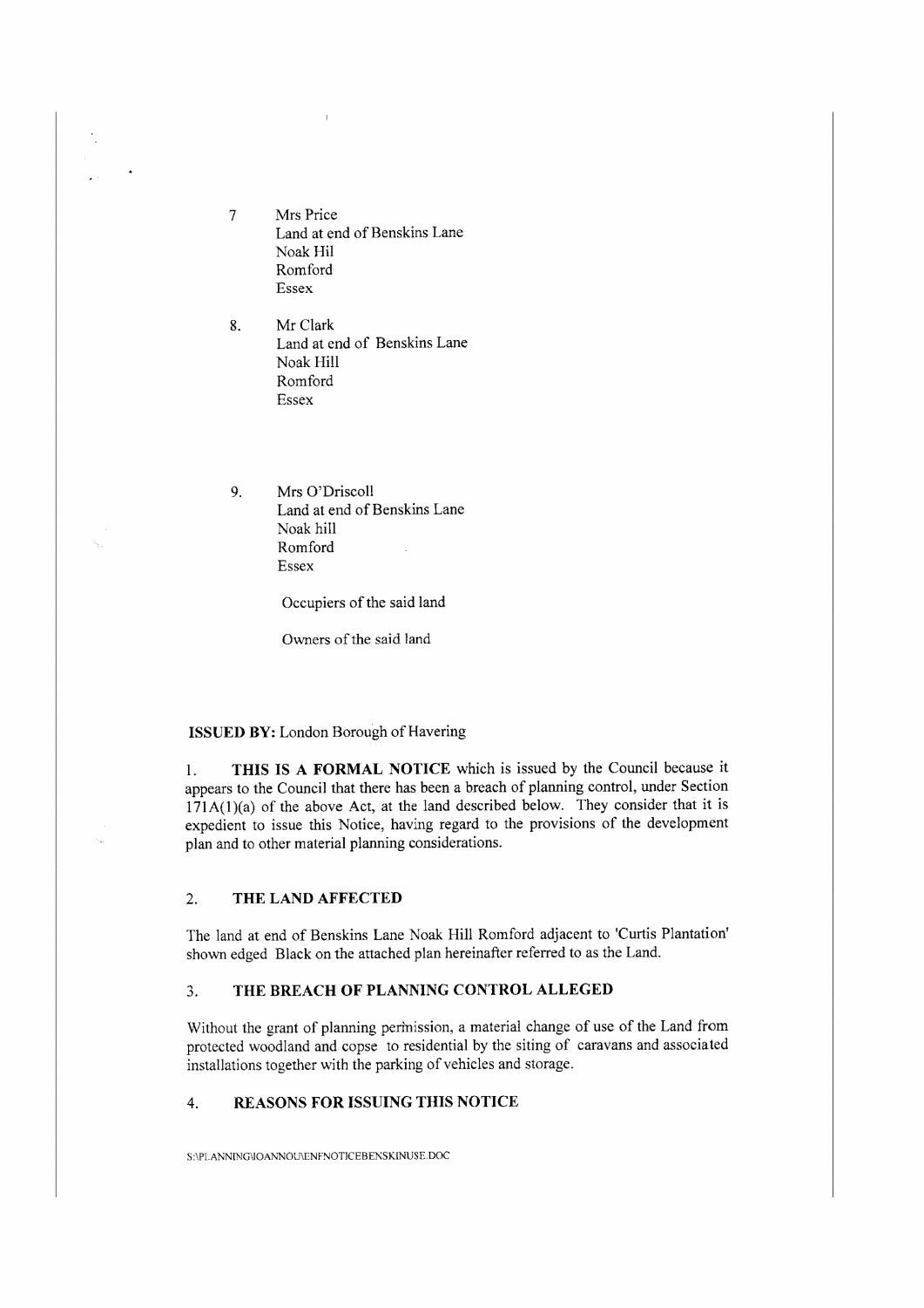7 Mrs Price
Land at end of Benskins Lane
Noak Hil
Romford
Essex

8. Mr Clark
Land at end of Benskins Lane
Noak Hill
Romford
Essex

9. Mrs O'Driscoll
Land at end of Benskins Lane
Noak hill
Romford
Essex

Occupiers of the said land

Owners of the said land

**ISSUED BY:** London Borough of Havering

1. **THIS IS A FORMAL NOTICE** which is issued by the Council because it appears to the Council that there has been a breach of planning control, under Section 171A(1)(a) of the above Act, at the land described below. They consider that it is expedient to issue this Notice, having regard to the provisions of the development plan and to other material planning considerations.

## 2. THE LAND AFFECTED

The land at end of Benskins Lane Noak Hill Romford adjacent to 'Curtis Plantation' shown edged Black on the attached plan hereinafter referred to as the Land.

## 3. THE BREACH OF PLANNING CONTROL ALLEGED

Without the grant of planning permission, a material change of use of the Land from protected woodland and copse to residential by the siting of caravans and associated installations together with the parking of vehicles and storage.

## 4. REASONS FOR ISSUING THIS NOTICE

S:\PLANNING\IOANNOU\ENFNOTICEBENSKINUSE.DOC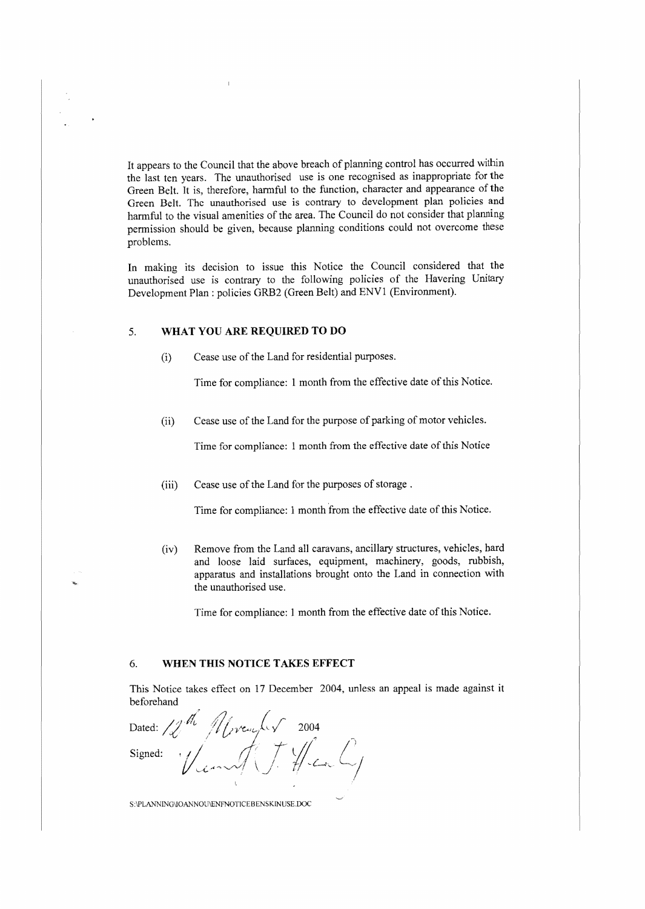It appears to the Council that the above breach of planning control has occurred within the last ten years. The unauthorised use is one recognised as inappropriate for the Green Belt. It is, therefore, harmful to the function, character and appearance of the Green Belt. The unauthorised use is contrary to development plan policies and harmful to the visual amenities of the area. The Council do not consider that planning permission should be given, because planning conditions could not overcome these problems.

In making its decision to issue this Notice the Council considered that the unauthorised use is contrary to the following policies of the Havering Unitary Development Plan : policies GRB2 (Green Belt) and ENV1 (Environment).

## 5. WHAT YOU ARE REQUIRED TO DO

(i) Cease use of the Land for residential purposes.

Time for compliance: 1 month from the effective date of this Notice.

(ii) Cease use of the Land for the purpose of parking of motor vehicles.

Time for compliance: 1 month from the effective date of this Notice

(iii) Cease use of the Land for the purposes of storage .

Time for compliance: 1 month from the effective date of this Notice.

(iv) Remove from the Land all caravans, ancillary structures, vehicles, hard and loose laid surfaces, equipment, machinery, goods, rubbish, apparatus and installations brought onto the Land in connection with the unauthorised use.

Time for compliance: 1 month from the effective date of this Notice.

## 6. WHEN THIS NOTICE TAKES EFFECT

This Notice takes effect on 17 December 2004, unless an appeal is made against it beforehand

Dated: 12th November 2004

Signed:

S:\PLANNING\JOANNOU\ENFNOTICEBENSKINUSE.DOC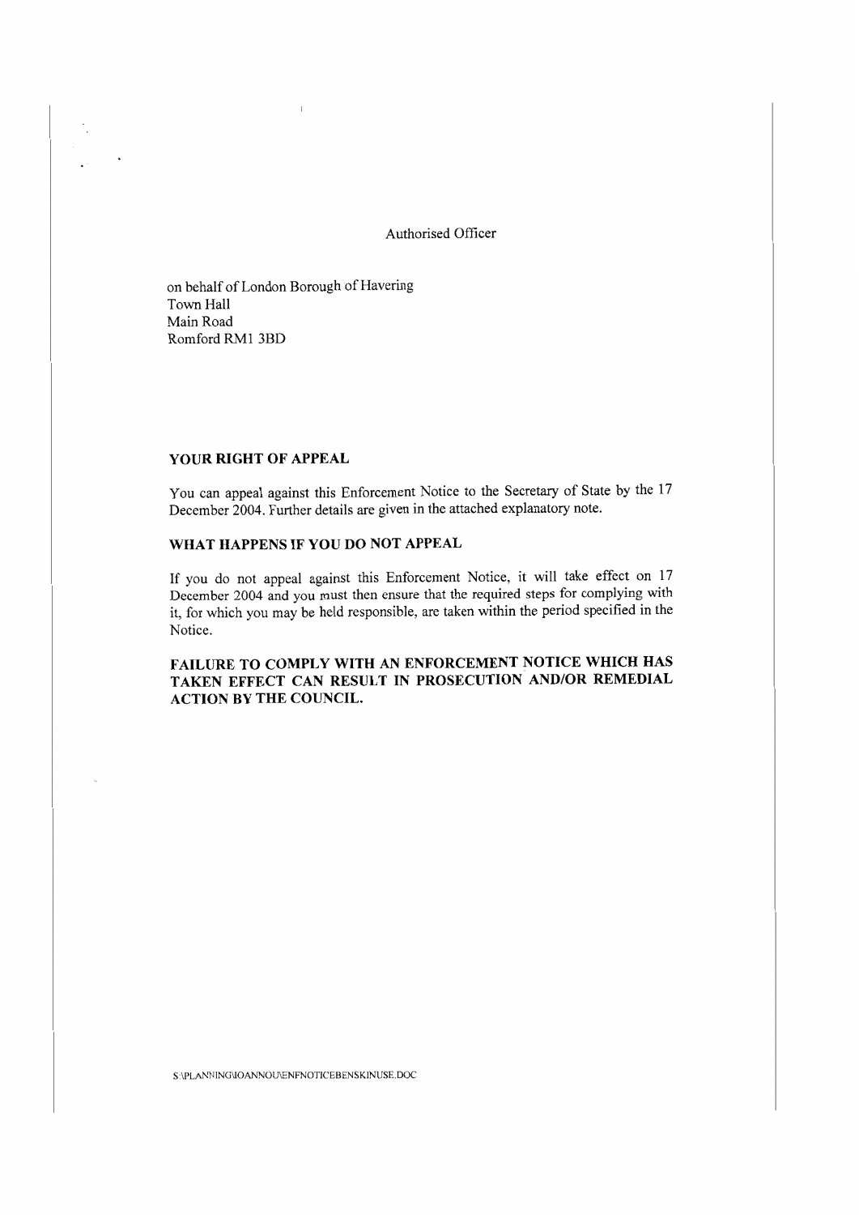Authorised Officer

on behalf of London Borough of Havering
Town Hall
Main Road
Romford RM1 3BD

## YOUR RIGHT OF APPEAL

You can appeal against this Enforcement Notice to the Secretary of State by the 17 December 2004. Further details are given in the attached explanatory note.

## WHAT HAPPENS IF YOU DO NOT APPEAL

If you do not appeal against this Enforcement Notice, it will take effect on 17 December 2004 and you must then ensure that the required steps for complying with it, for which you may be held responsible, are taken within the period specified in the Notice.

**FAILURE TO COMPLY WITH AN ENFORCEMENT NOTICE WHICH HAS TAKEN EFFECT CAN RESULT IN PROSECUTION AND/OR REMEDIAL ACTION BY THE COUNCIL.**

S:\PLANNING\JOANNOU\ENFNOTICEBENSKINUSE.DOC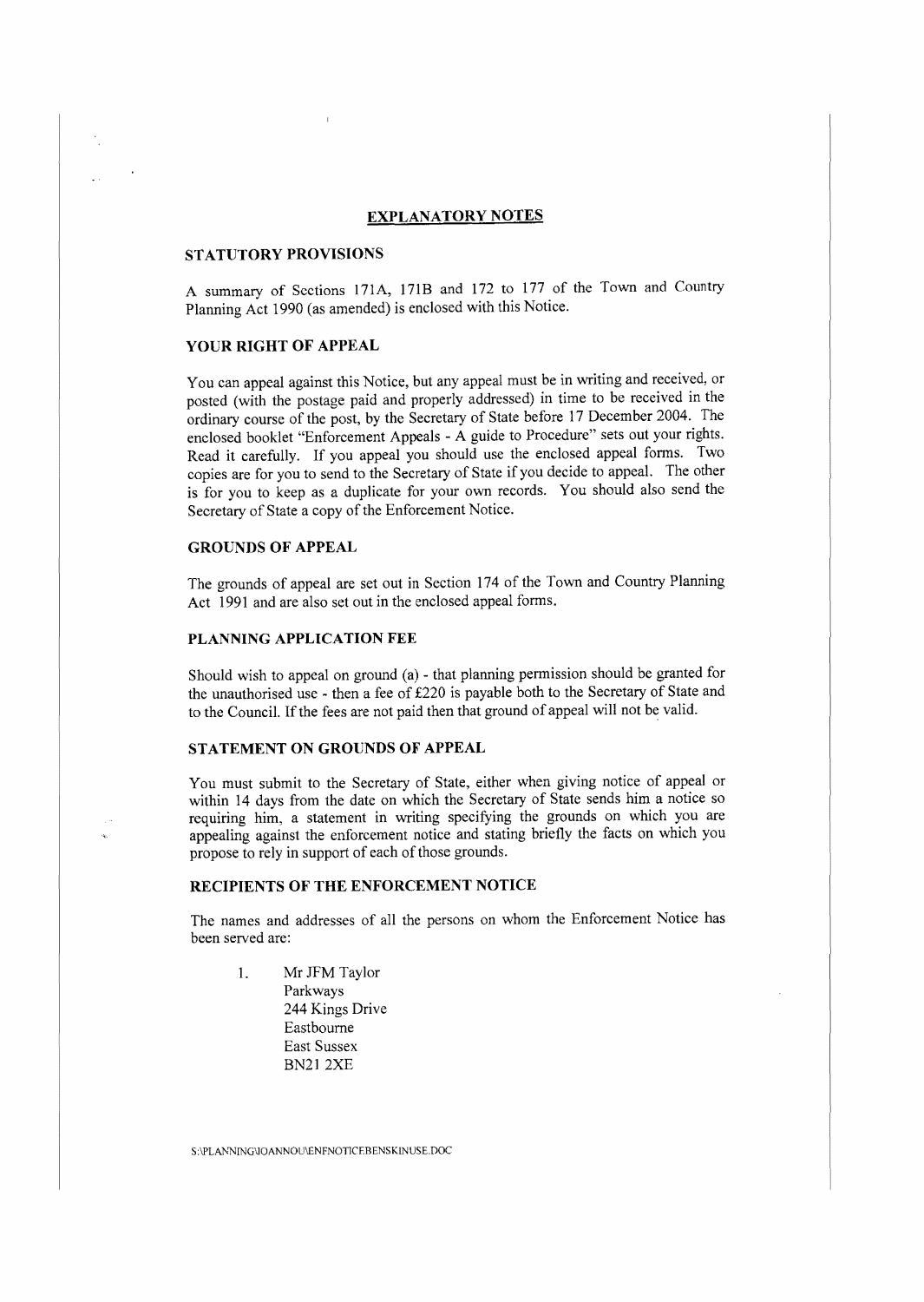## EXPLANATORY NOTES

### STATUTORY PROVISIONS

A summary of Sections 171A, 171B and 172 to 177 of the Town and Country Planning Act 1990 (as amended) is enclosed with this Notice.

### YOUR RIGHT OF APPEAL

You can appeal against this Notice, but any appeal must be in writing and received, or posted (with the postage paid and properly addressed) in time to be received in the ordinary course of the post, by the Secretary of State before 17 December 2004. The enclosed booklet "Enforcement Appeals - A guide to Procedure" sets out your rights. Read it carefully. If you appeal you should use the enclosed appeal forms. Two copies are for you to send to the Secretary of State if you decide to appeal. The other is for you to keep as a duplicate for your own records. You should also send the Secretary of State a copy of the Enforcement Notice.

### GROUNDS OF APPEAL

The grounds of appeal are set out in Section 174 of the Town and Country Planning Act 1991 and are also set out in the enclosed appeal forms.

### PLANNING APPLICATION FEE

Should wish to appeal on ground (a) - that planning permission should be granted for the unauthorised use - then a fee of £220 is payable both to the Secretary of State and to the Council. If the fees are not paid then that ground of appeal will not be valid.

### STATEMENT ON GROUNDS OF APPEAL

You must submit to the Secretary of State, either when giving notice of appeal or within 14 days from the date on which the Secretary of State sends him a notice so requiring him, a statement in writing specifying the grounds on which you are appealing against the enforcement notice and stating briefly the facts on which you propose to rely in support of each of those grounds.

### RECIPIENTS OF THE ENFORCEMENT NOTICE

The names and addresses of all the persons on whom the Enforcement Notice has been served are:

1. Mr JFM Taylor
   Parkways
   244 Kings Drive
   Eastbourne
   East Sussex
   BN21 2XE

S:\PLANNING\IOANNOU\ENFNOTICEBENSKINUSE.DOC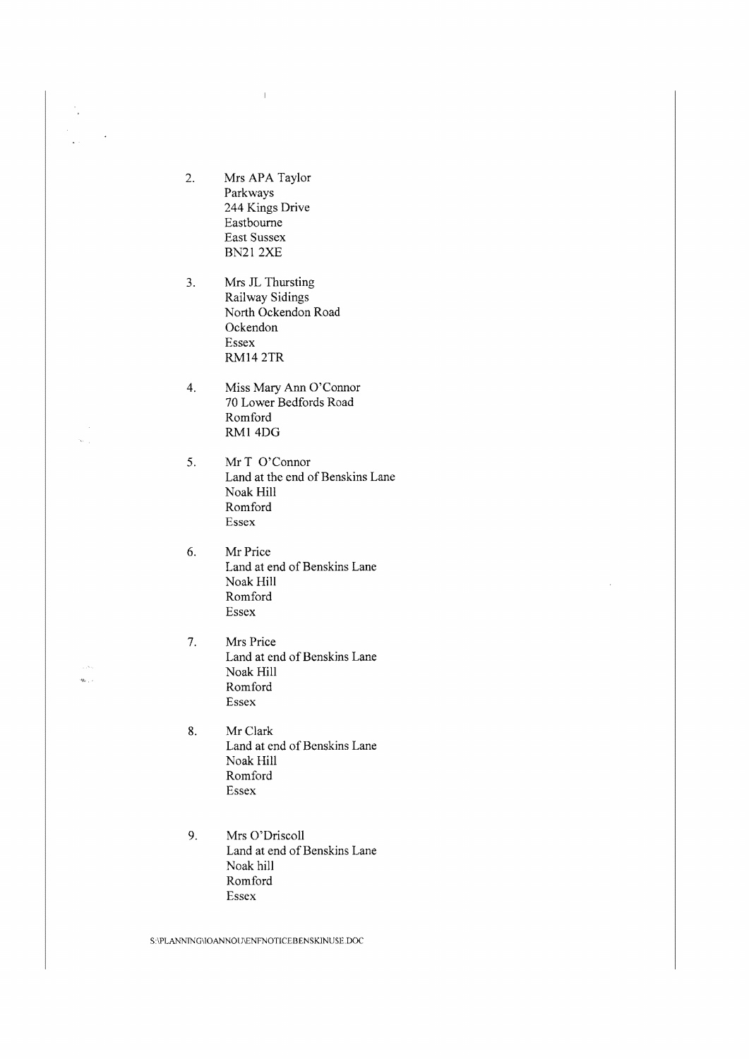2. Mrs APA Taylor
   Parkways
   244 Kings Drive
   Eastbourne
   East Sussex
   BN21 2XE

3. Mrs JL Thursting
   Railway Sidings
   North Ockendon Road
   Ockendon
   Essex
   RM14 2TR

4. Miss Mary Ann O'Connor
   70 Lower Bedfords Road
   Romford
   RM1 4DG

5. Mr T O'Connor
   Land at the end of Benskins Lane
   Noak Hill
   Romford
   Essex

6. Mr Price
   Land at end of Benskins Lane
   Noak Hill
   Romford
   Essex

7. Mrs Price
   Land at end of Benskins Lane
   Noak Hill
   Romford
   Essex

8. Mr Clark
   Land at end of Benskins Lane
   Noak Hill
   Romford
   Essex

9. Mrs O'Driscoll
   Land at end of Benskins Lane
   Noak hill
   Romford
   Essex

S:\PLANNING\IOANNOU\ENFNOTICEBENSKINUSE.DOC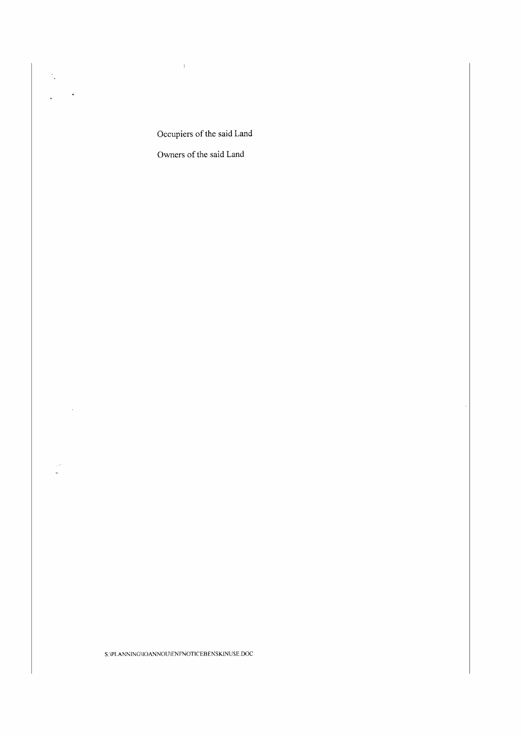Occupiers of the said Land

Owners of the said Land

S:\PLANNING\IOANNOU\ENFNOTICEBENSKINUSE.DOC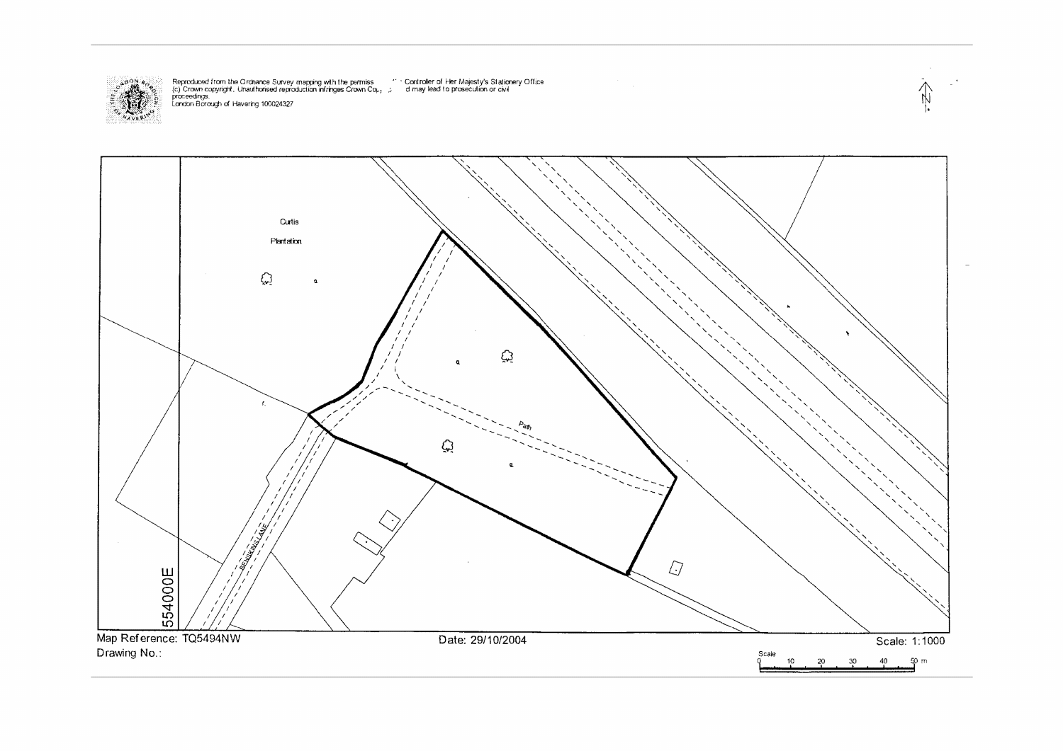Reproduced from the Ordnance Survey mapping with the permiss ... Controller of Her Majesty's Stationery Office
(c) Crown copyright. Unauthorised reproduction infringes Crown Co... d may lead to prosecution or civil
proceedings.
London Borough of Havering 100024327

Curtis

Plantation

Path

BENSKINS LANE

554000E

Map Reference: TQ5494NW

Drawing No.:

Date: 29/10/2004

Scale: 1:1000

Scale
0 10 20 30 40 50 m